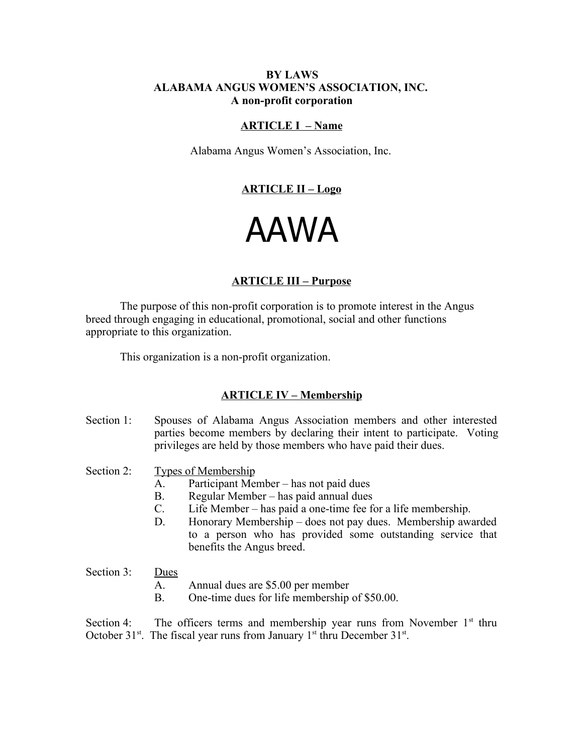# BY LAWS
# ALABAMA ANGUS WOMEN'S ASSOCIATION, INC.
**A non-profit corporation**

## ARTICLE I – Name

Alabama Angus Women's Association, Inc.

## ARTICLE II – Logo

AAWA

## ARTICLE III – Purpose

The purpose of this non-profit corporation is to promote interest in the Angus breed through engaging in educational, promotional, social and other functions appropriate to this organization.

This organization is a non-profit organization.

## ARTICLE IV – Membership

Section 1: Spouses of Alabama Angus Association members and other interested parties become members by declaring their intent to participate. Voting privileges are held by those members who have paid their dues.

Section 2: Types of Membership

- A. Participant Member – has not paid dues
- B. Regular Member – has paid annual dues
- C. Life Member – has paid a one-time fee for a life membership.
- D. Honorary Membership – does not pay dues. Membership awarded to a person who has provided some outstanding service that benefits the Angus breed.

Section 3: Dues

- A. Annual dues are $5.00 per member
- B. One-time dues for life membership of $50.00.

Section 4: The officers terms and membership year runs from November 1st thru October 31st. The fiscal year runs from January 1st thru December 31st.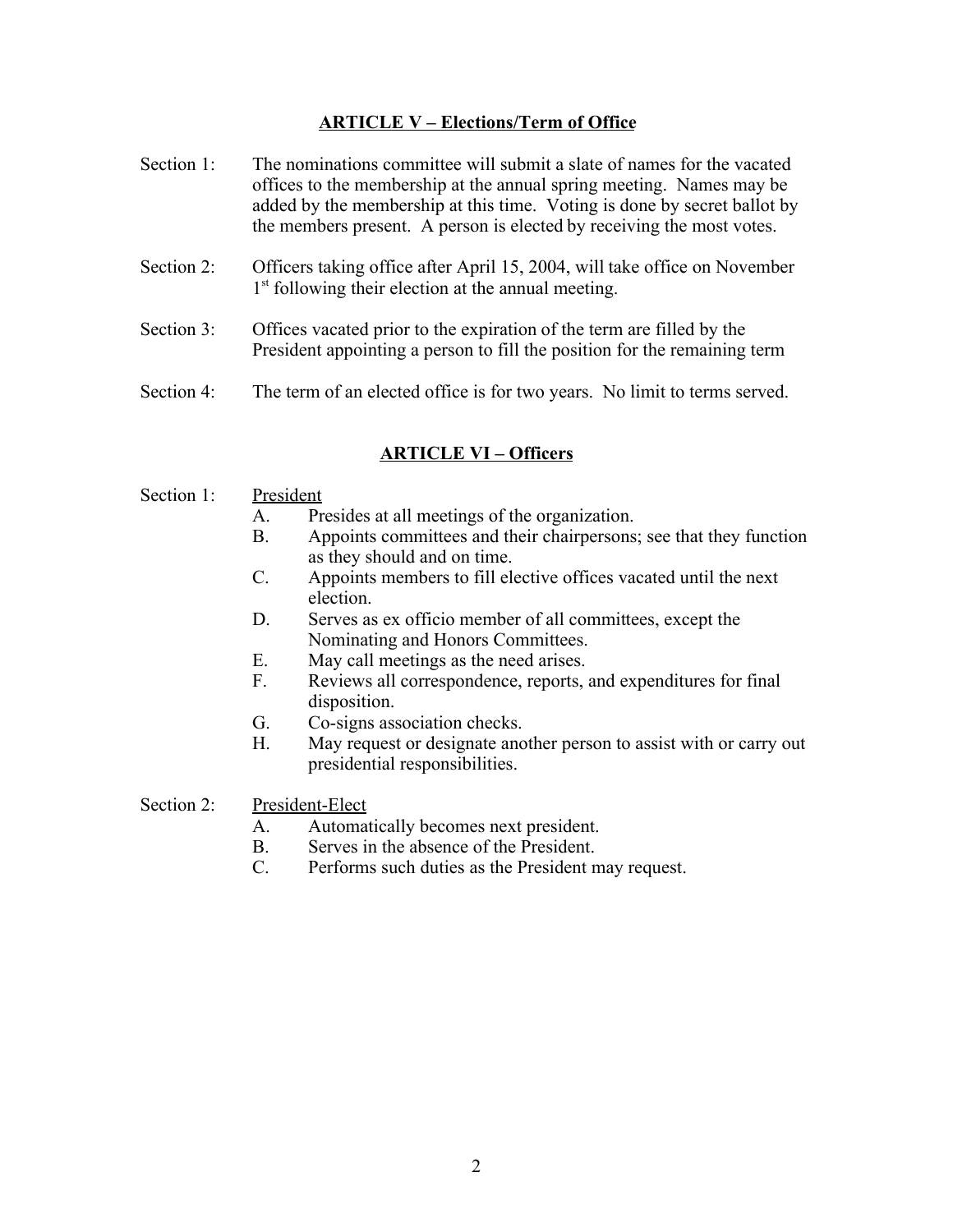## ARTICLE V – Elections/Term of Office

Section 1: The nominations committee will submit a slate of names for the vacated offices to the membership at the annual spring meeting. Names may be added by the membership at this time. Voting is done by secret ballot by the members present. A person is elected by receiving the most votes.

Section 2: Officers taking office after April 15, 2004, will take office on November 1st following their election at the annual meeting.

Section 3: Offices vacated prior to the expiration of the term are filled by the President appointing a person to fill the position for the remaining term

Section 4: The term of an elected office is for two years. No limit to terms served.

## ARTICLE VI – Officers

Section 1: President

- A. Presides at all meetings of the organization.
- B. Appoints committees and their chairpersons; see that they function as they should and on time.
- C. Appoints members to fill elective offices vacated until the next election.
- D. Serves as ex officio member of all committees, except the Nominating and Honors Committees.
- E. May call meetings as the need arises.
- F. Reviews all correspondence, reports, and expenditures for final disposition.
- G. Co-signs association checks.
- H. May request or designate another person to assist with or carry out presidential responsibilities.

Section 2: President-Elect

- A. Automatically becomes next president.
- B. Serves in the absence of the President.
- C. Performs such duties as the President may request.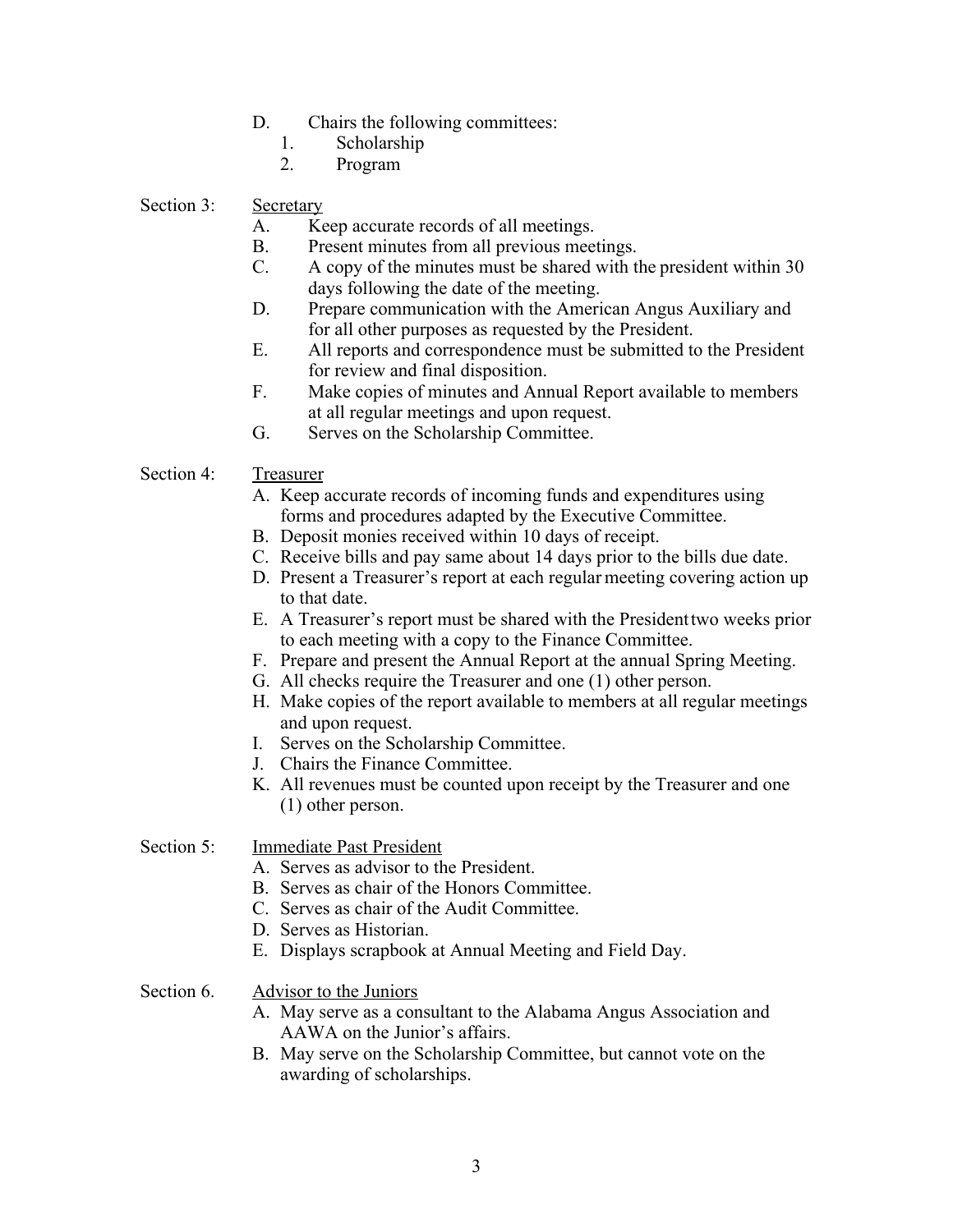D. Chairs the following committees:
   1. Scholarship
   2. Program

Section 3: Secretary

A. Keep accurate records of all meetings.
B. Present minutes from all previous meetings.
C. A copy of the minutes must be shared with the president within 30 days following the date of the meeting.
D. Prepare communication with the American Angus Auxiliary and for all other purposes as requested by the President.
E. All reports and correspondence must be submitted to the President for review and final disposition.
F. Make copies of minutes and Annual Report available to members at all regular meetings and upon request.
G. Serves on the Scholarship Committee.

Section 4: Treasurer

A. Keep accurate records of incoming funds and expenditures using forms and procedures adapted by the Executive Committee.
B. Deposit monies received within 10 days of receipt.
C. Receive bills and pay same about 14 days prior to the bills due date.
D. Present a Treasurer's report at each regular meeting covering action up to that date.
E. A Treasurer's report must be shared with the President two weeks prior to each meeting with a copy to the Finance Committee.
F. Prepare and present the Annual Report at the annual Spring Meeting.
G. All checks require the Treasurer and one (1) other person.
H. Make copies of the report available to members at all regular meetings and upon request.
I. Serves on the Scholarship Committee.
J. Chairs the Finance Committee.
K. All revenues must be counted upon receipt by the Treasurer and one (1) other person.

Section 5: Immediate Past President

A. Serves as advisor to the President.
B. Serves as chair of the Honors Committee.
C. Serves as chair of the Audit Committee.
D. Serves as Historian.
E. Displays scrapbook at Annual Meeting and Field Day.

Section 6. Advisor to the Juniors

A. May serve as a consultant to the Alabama Angus Association and AAWA on the Junior's affairs.
B. May serve on the Scholarship Committee, but cannot vote on the awarding of scholarships.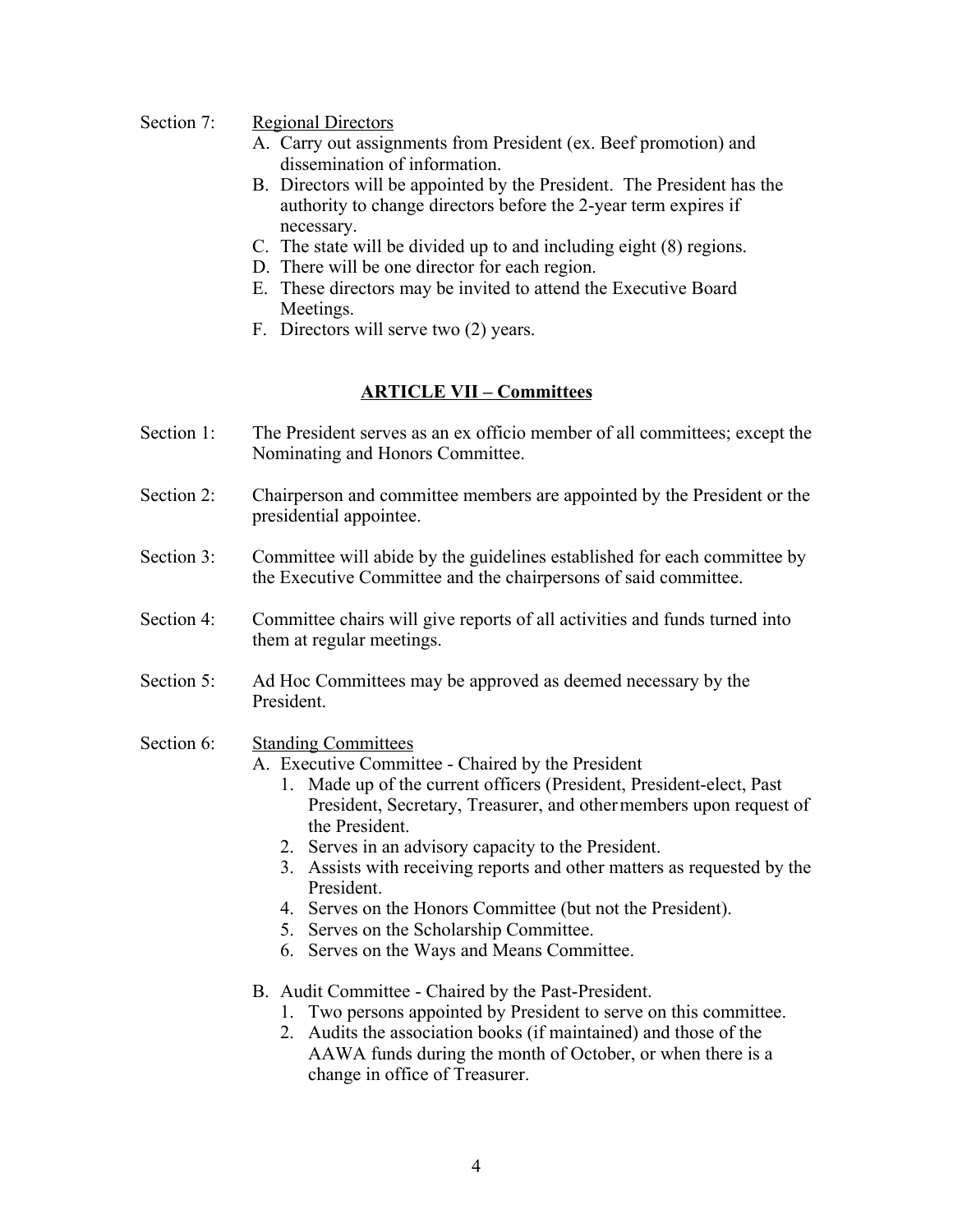Section 7: <u>Regional Directors</u>

A. Carry out assignments from President (ex. Beef promotion) and dissemination of information.
B. Directors will be appointed by the President. The President has the authority to change directors before the 2-year term expires if necessary.
C. The state will be divided up to and including eight (8) regions.
D. There will be one director for each region.
E. These directors may be invited to attend the Executive Board Meetings.
F. Directors will serve two (2) years.

## ARTICLE VII – Committees

Section 1: The President serves as an ex officio member of all committees; except the Nominating and Honors Committee.

Section 2: Chairperson and committee members are appointed by the President or the presidential appointee.

Section 3: Committee will abide by the guidelines established for each committee by the Executive Committee and the chairpersons of said committee.

Section 4: Committee chairs will give reports of all activities and funds turned into them at regular meetings.

Section 5: Ad Hoc Committees may be approved as deemed necessary by the President.

Section 6: <u>Standing Committees</u>

A. Executive Committee - Chaired by the President
   1. Made up of the current officers (President, President-elect, Past President, Secretary, Treasurer, and other members upon request of the President.
   2. Serves in an advisory capacity to the President.
   3. Assists with receiving reports and other matters as requested by the President.
   4. Serves on the Honors Committee (but not the President).
   5. Serves on the Scholarship Committee.
   6. Serves on the Ways and Means Committee.

B. Audit Committee - Chaired by the Past-President.
   1. Two persons appointed by President to serve on this committee.
   2. Audits the association books (if maintained) and those of the AAWA funds during the month of October, or when there is a change in office of Treasurer.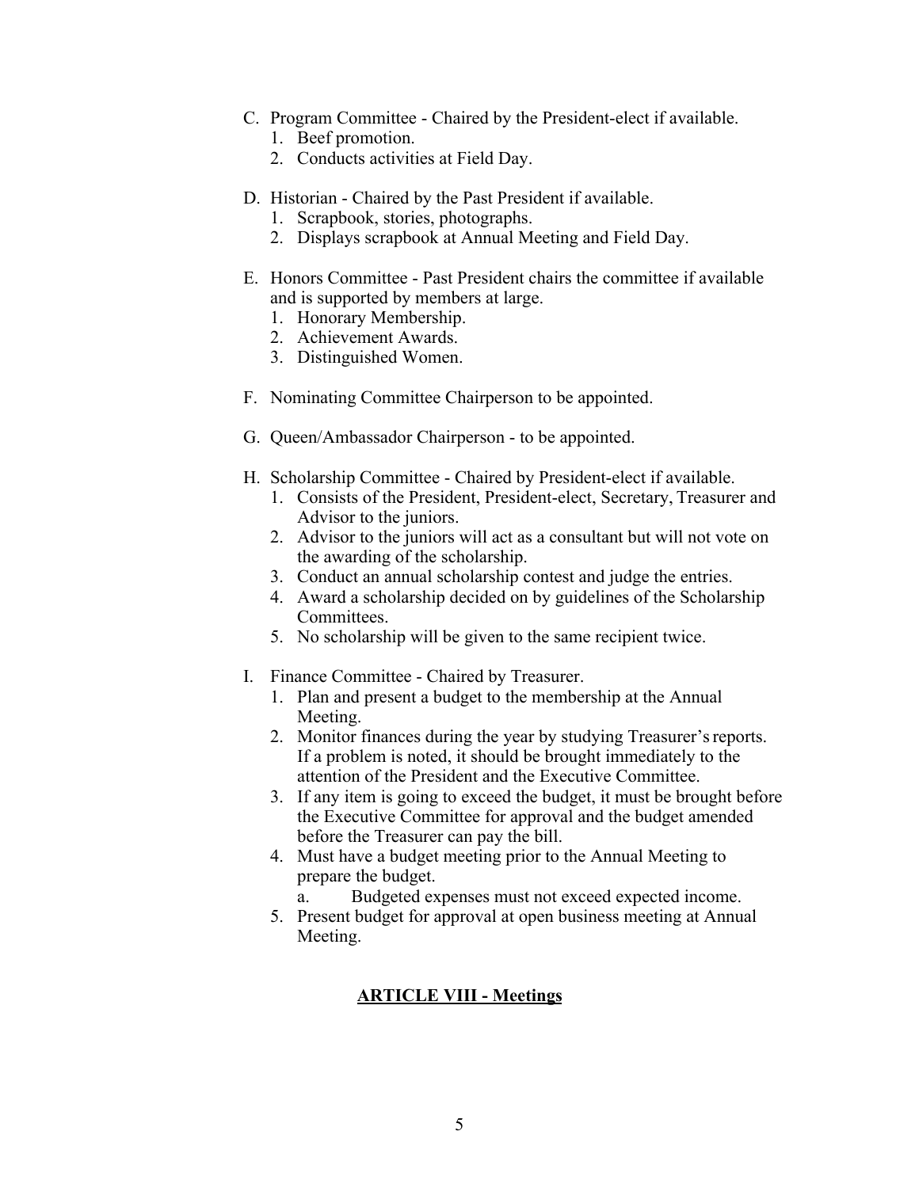C. Program Committee - Chaired by the President-elect if available.
   1. Beef promotion.
   2. Conducts activities at Field Day.

D. Historian - Chaired by the Past President if available.
   1. Scrapbook, stories, photographs.
   2. Displays scrapbook at Annual Meeting and Field Day.

E. Honors Committee - Past President chairs the committee if available and is supported by members at large.
   1. Honorary Membership.
   2. Achievement Awards.
   3. Distinguished Women.

F. Nominating Committee Chairperson to be appointed.

G. Queen/Ambassador Chairperson - to be appointed.

H. Scholarship Committee - Chaired by President-elect if available.
   1. Consists of the President, President-elect, Secretary, Treasurer and Advisor to the juniors.
   2. Advisor to the juniors will act as a consultant but will not vote on the awarding of the scholarship.
   3. Conduct an annual scholarship contest and judge the entries.
   4. Award a scholarship decided on by guidelines of the Scholarship Committees.
   5. No scholarship will be given to the same recipient twice.

I. Finance Committee - Chaired by Treasurer.
   1. Plan and present a budget to the membership at the Annual Meeting.
   2. Monitor finances during the year by studying Treasurer's reports. If a problem is noted, it should be brought immediately to the attention of the President and the Executive Committee.
   3. If any item is going to exceed the budget, it must be brought before the Executive Committee for approval and the budget amended before the Treasurer can pay the bill.
   4. Must have a budget meeting prior to the Annual Meeting to prepare the budget.
      a. Budgeted expenses must not exceed expected income.
   5. Present budget for approval at open business meeting at Annual Meeting.

## ARTICLE VIII - Meetings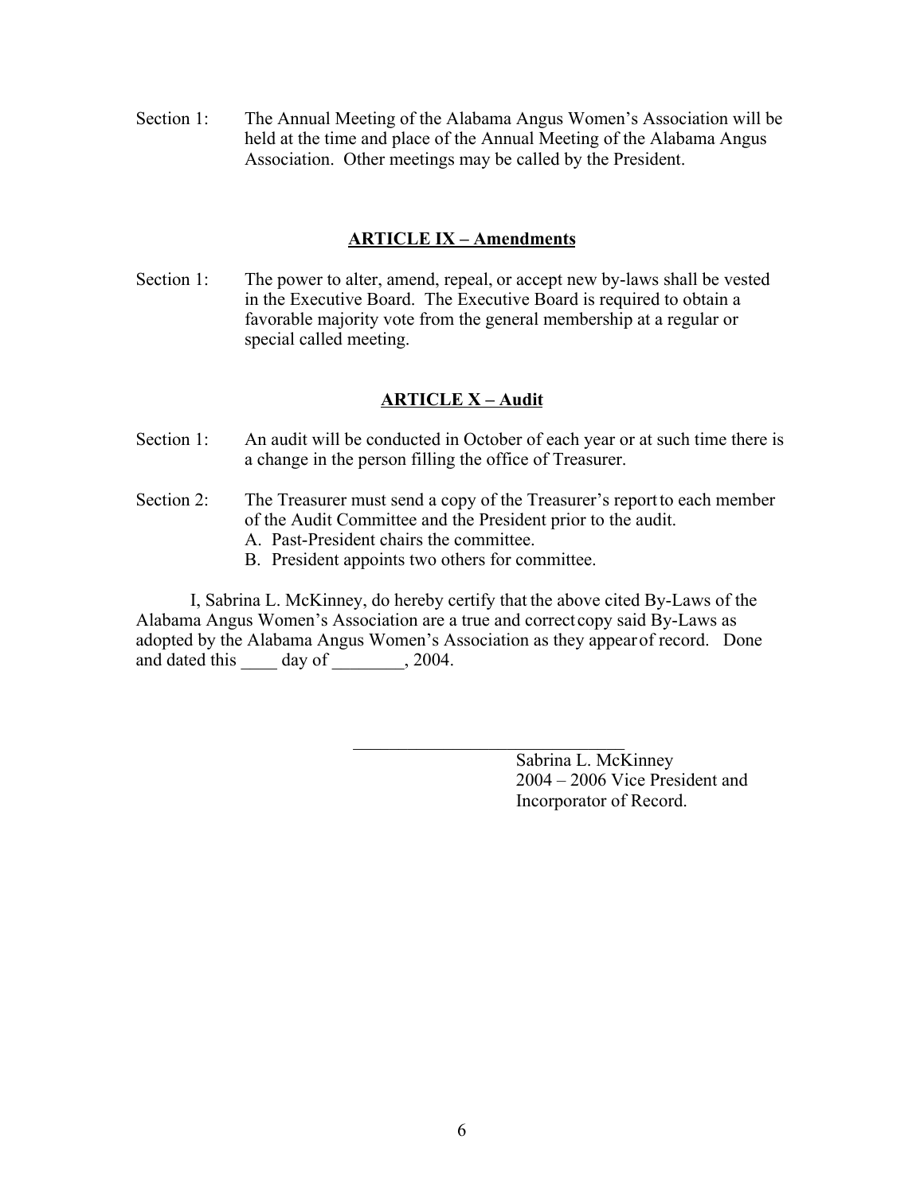Section 1: The Annual Meeting of the Alabama Angus Women's Association will be held at the time and place of the Annual Meeting of the Alabama Angus Association. Other meetings may be called by the President.

## ARTICLE IX – Amendments

Section 1: The power to alter, amend, repeal, or accept new by-laws shall be vested in the Executive Board. The Executive Board is required to obtain a favorable majority vote from the general membership at a regular or special called meeting.

## ARTICLE X – Audit

Section 1: An audit will be conducted in October of each year or at such time there is a change in the person filling the office of Treasurer.

Section 2: The Treasurer must send a copy of the Treasurer's report to each member of the Audit Committee and the President prior to the audit.

A. Past-President chairs the committee.
B. President appoints two others for committee.

I, Sabrina L. McKinney, do hereby certify that the above cited By-Laws of the Alabama Angus Women's Association are a true and correct copy said By-Laws as adopted by the Alabama Angus Women's Association as they appear of record. Done and dated this ____ day of ________, 2004.

\_\_\_\_\_\_\_\_\_\_\_\_\_\_\_\_\_\_\_\_\_\_\_\_\_\_\_\_\_\_\_\_

Sabrina L. McKinney
2004 – 2006 Vice President and
Incorporator of Record.